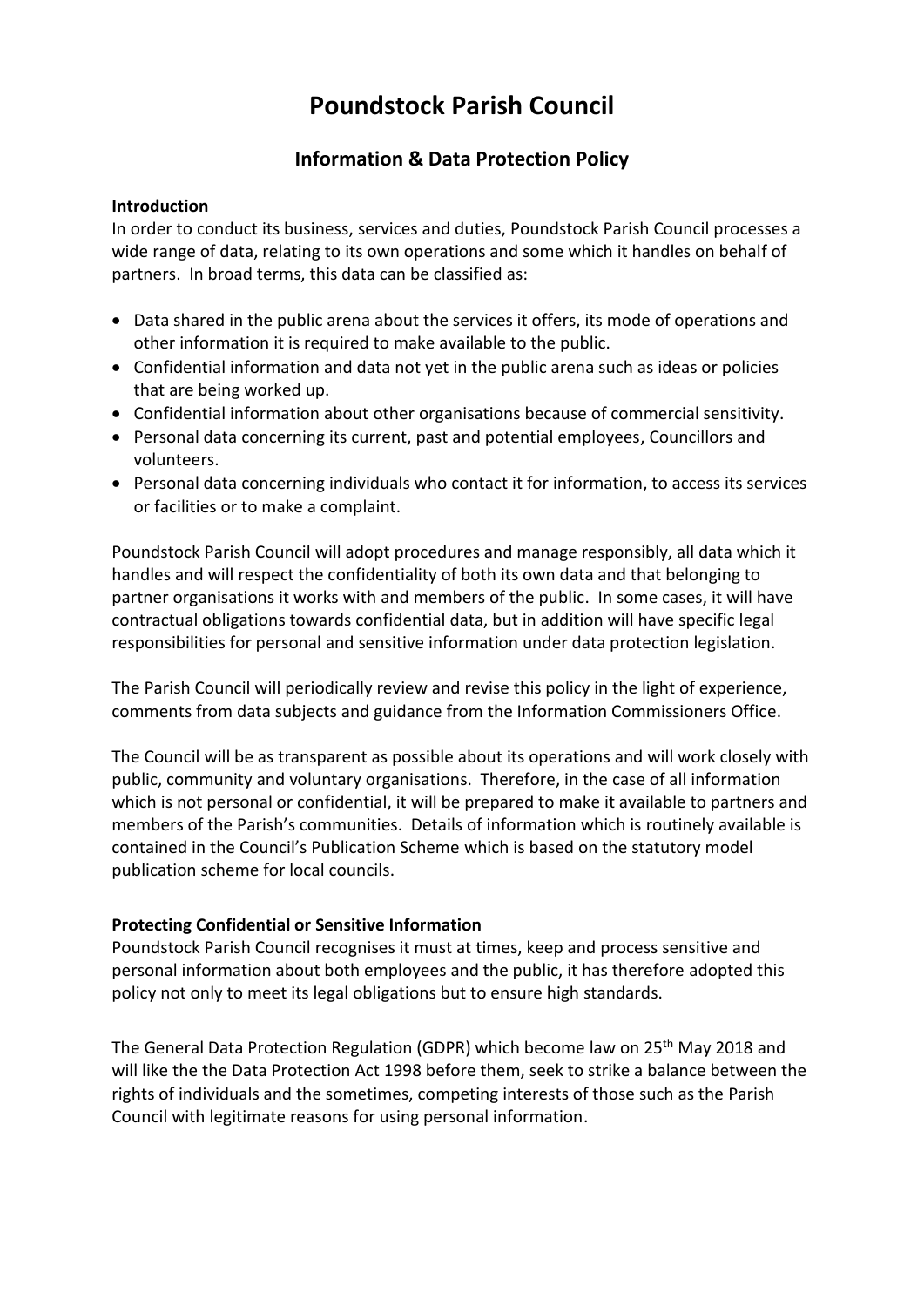# Poundstock Parish Council

## Information & Data Protection Policy

**Introduction**

In order to conduct its business, services and duties, Poundstock Parish Council processes a wide range of data, relating to its own operations and some which it handles on behalf of partners. In broad terms, this data can be classified as:

- Data shared in the public arena about the services it offers, its mode of operations and other information it is required to make available to the public.
- Confidential information and data not yet in the public arena such as ideas or policies that are being worked up.
- Confidential information about other organisations because of commercial sensitivity.
- Personal data concerning its current, past and potential employees, Councillors and volunteers.
- Personal data concerning individuals who contact it for information, to access its services or facilities or to make a complaint.

Poundstock Parish Council will adopt procedures and manage responsibly, all data which it handles and will respect the confidentiality of both its own data and that belonging to partner organisations it works with and members of the public. In some cases, it will have contractual obligations towards confidential data, but in addition will have specific legal responsibilities for personal and sensitive information under data protection legislation.

The Parish Council will periodically review and revise this policy in the light of experience, comments from data subjects and guidance from the Information Commissioners Office.

The Council will be as transparent as possible about its operations and will work closely with public, community and voluntary organisations. Therefore, in the case of all information which is not personal or confidential, it will be prepared to make it available to partners and members of the Parish's communities. Details of information which is routinely available is contained in the Council's Publication Scheme which is based on the statutory model publication scheme for local councils.

**Protecting Confidential or Sensitive Information**

Poundstock Parish Council recognises it must at times, keep and process sensitive and personal information about both employees and the public, it has therefore adopted this policy not only to meet its legal obligations but to ensure high standards.

The General Data Protection Regulation (GDPR) which become law on 25th May 2018 and will like the the Data Protection Act 1998 before them, seek to strike a balance between the rights of individuals and the sometimes, competing interests of those such as the Parish Council with legitimate reasons for using personal information.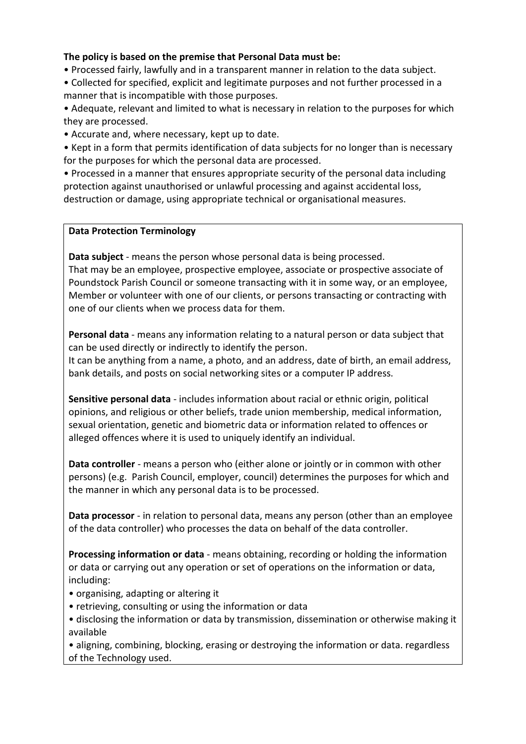**The policy is based on the premise that Personal Data must be:**

- Processed fairly, lawfully and in a transparent manner in relation to the data subject.
- Collected for specified, explicit and legitimate purposes and not further processed in a manner that is incompatible with those purposes.
- Adequate, relevant and limited to what is necessary in relation to the purposes for which they are processed.
- Accurate and, where necessary, kept up to date.
- Kept in a form that permits identification of data subjects for no longer than is necessary for the purposes for which the personal data are processed.
- Processed in a manner that ensures appropriate security of the personal data including protection against unauthorised or unlawful processing and against accidental loss, destruction or damage, using appropriate technical or organisational measures.

**Data Protection Terminology**

**Data subject** - means the person whose personal data is being processed. That may be an employee, prospective employee, associate or prospective associate of Poundstock Parish Council or someone transacting with it in some way, or an employee, Member or volunteer with one of our clients, or persons transacting or contracting with one of our clients when we process data for them.

**Personal data** - means any information relating to a natural person or data subject that can be used directly or indirectly to identify the person.
It can be anything from a name, a photo, and an address, date of birth, an email address, bank details, and posts on social networking sites or a computer IP address.

**Sensitive personal data** - includes information about racial or ethnic origin, political opinions, and religious or other beliefs, trade union membership, medical information, sexual orientation, genetic and biometric data or information related to offences or alleged offences where it is used to uniquely identify an individual.

**Data controller** - means a person who (either alone or jointly or in common with other persons) (e.g. Parish Council, employer, council) determines the purposes for which and the manner in which any personal data is to be processed.

**Data processor** - in relation to personal data, means any person (other than an employee of the data controller) who processes the data on behalf of the data controller.

**Processing information or data** - means obtaining, recording or holding the information or data or carrying out any operation or set of operations on the information or data, including:

- organising, adapting or altering it
- retrieving, consulting or using the information or data
- disclosing the information or data by transmission, dissemination or otherwise making it available
- aligning, combining, blocking, erasing or destroying the information or data. regardless of the Technology used.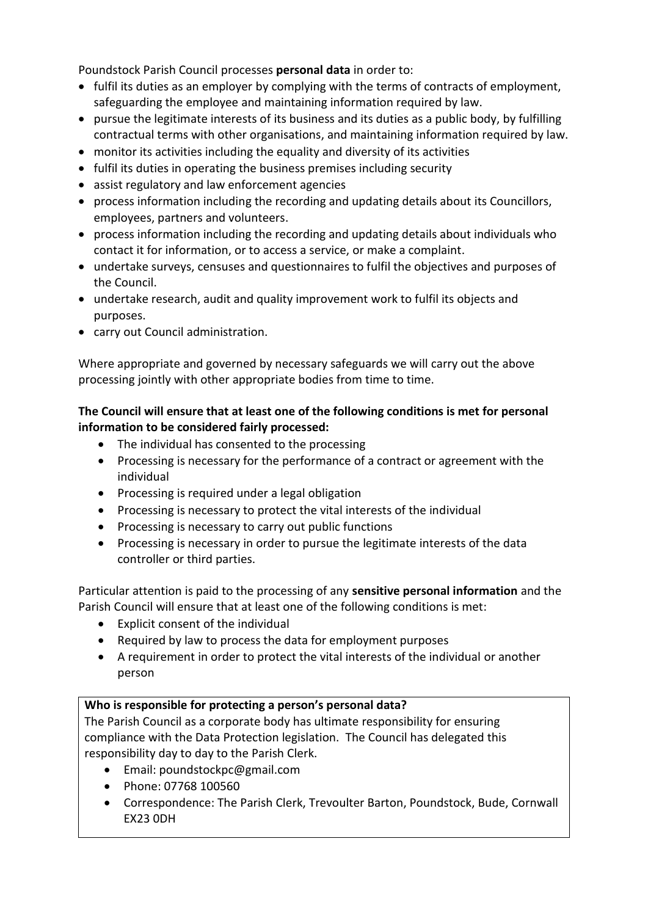Poundstock Parish Council processes **personal data** in order to:

- fulfil its duties as an employer by complying with the terms of contracts of employment, safeguarding the employee and maintaining information required by law.
- pursue the legitimate interests of its business and its duties as a public body, by fulfilling contractual terms with other organisations, and maintaining information required by law.
- monitor its activities including the equality and diversity of its activities
- fulfil its duties in operating the business premises including security
- assist regulatory and law enforcement agencies
- process information including the recording and updating details about its Councillors, employees, partners and volunteers.
- process information including the recording and updating details about individuals who contact it for information, or to access a service, or make a complaint.
- undertake surveys, censuses and questionnaires to fulfil the objectives and purposes of the Council.
- undertake research, audit and quality improvement work to fulfil its objects and purposes.
- carry out Council administration.

Where appropriate and governed by necessary safeguards we will carry out the above processing jointly with other appropriate bodies from time to time.

**The Council will ensure that at least one of the following conditions is met for personal information to be considered fairly processed:**

- The individual has consented to the processing
- Processing is necessary for the performance of a contract or agreement with the individual
- Processing is required under a legal obligation
- Processing is necessary to protect the vital interests of the individual
- Processing is necessary to carry out public functions
- Processing is necessary in order to pursue the legitimate interests of the data controller or third parties.

Particular attention is paid to the processing of any **sensitive personal information** and the Parish Council will ensure that at least one of the following conditions is met:

- Explicit consent of the individual
- Required by law to process the data for employment purposes
- A requirement in order to protect the vital interests of the individual or another person

**Who is responsible for protecting a person's personal data?**

The Parish Council as a corporate body has ultimate responsibility for ensuring compliance with the Data Protection legislation. The Council has delegated this responsibility day to day to the Parish Clerk.

- Email: poundstockpc@gmail.com
- Phone: 07768 100560
- Correspondence: The Parish Clerk, Trevoulter Barton, Poundstock, Bude, Cornwall EX23 0DH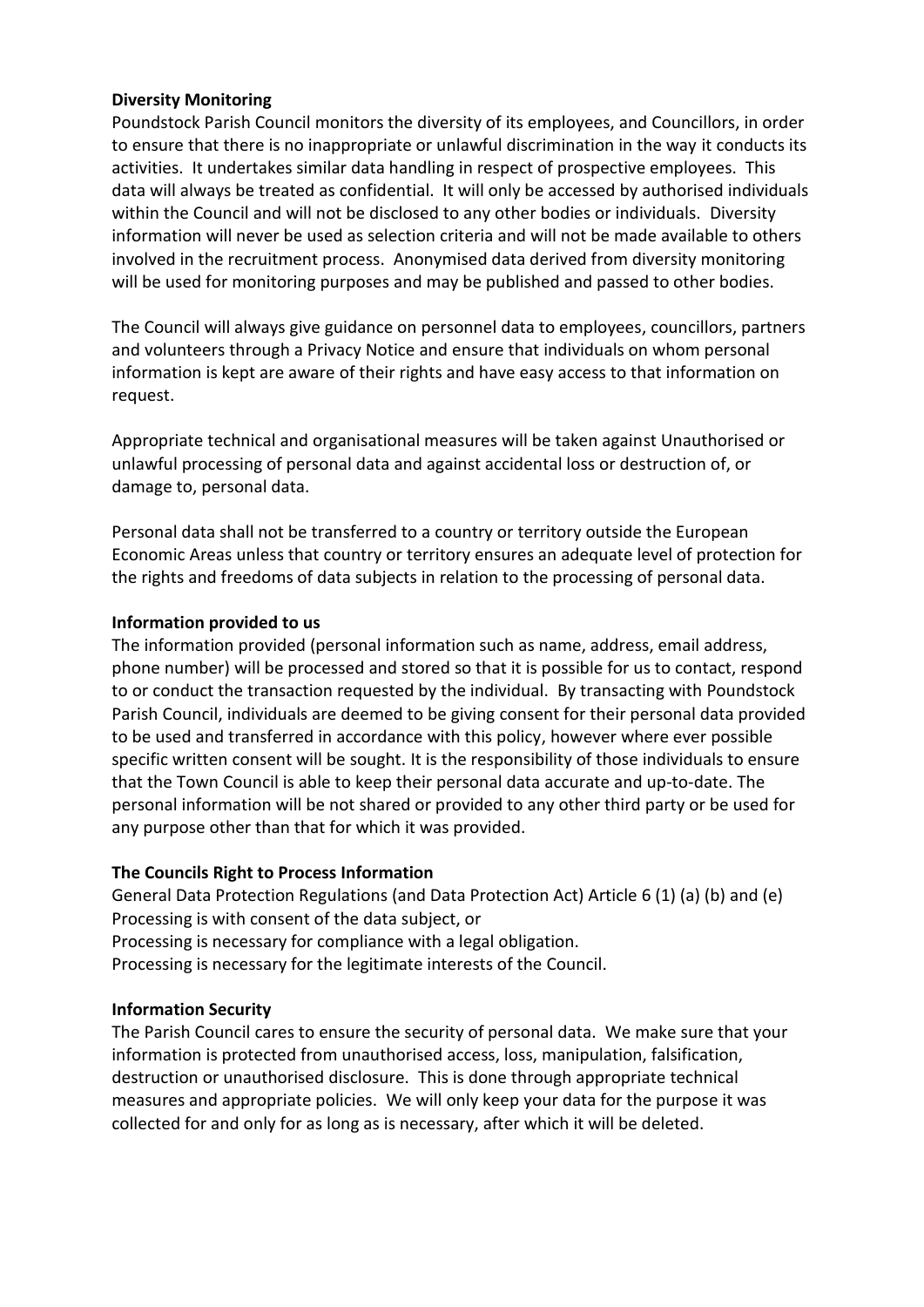**Diversity Monitoring**

Poundstock Parish Council monitors the diversity of its employees, and Councillors, in order to ensure that there is no inappropriate or unlawful discrimination in the way it conducts its activities. It undertakes similar data handling in respect of prospective employees. This data will always be treated as confidential. It will only be accessed by authorised individuals within the Council and will not be disclosed to any other bodies or individuals. Diversity information will never be used as selection criteria and will not be made available to others involved in the recruitment process. Anonymised data derived from diversity monitoring will be used for monitoring purposes and may be published and passed to other bodies.

The Council will always give guidance on personnel data to employees, councillors, partners and volunteers through a Privacy Notice and ensure that individuals on whom personal information is kept are aware of their rights and have easy access to that information on request.

Appropriate technical and organisational measures will be taken against Unauthorised or unlawful processing of personal data and against accidental loss or destruction of, or damage to, personal data.

Personal data shall not be transferred to a country or territory outside the European Economic Areas unless that country or territory ensures an adequate level of protection for the rights and freedoms of data subjects in relation to the processing of personal data.

**Information provided to us**

The information provided (personal information such as name, address, email address, phone number) will be processed and stored so that it is possible for us to contact, respond to or conduct the transaction requested by the individual. By transacting with Poundstock Parish Council, individuals are deemed to be giving consent for their personal data provided to be used and transferred in accordance with this policy, however where ever possible specific written consent will be sought. It is the responsibility of those individuals to ensure that the Town Council is able to keep their personal data accurate and up-to-date. The personal information will be not shared or provided to any other third party or be used for any purpose other than that for which it was provided.

**The Councils Right to Process Information**

General Data Protection Regulations (and Data Protection Act) Article 6 (1) (a) (b) and (e)
Processing is with consent of the data subject, or
Processing is necessary for compliance with a legal obligation.
Processing is necessary for the legitimate interests of the Council.

**Information Security**

The Parish Council cares to ensure the security of personal data. We make sure that your information is protected from unauthorised access, loss, manipulation, falsification, destruction or unauthorised disclosure. This is done through appropriate technical measures and appropriate policies. We will only keep your data for the purpose it was collected for and only for as long as is necessary, after which it will be deleted.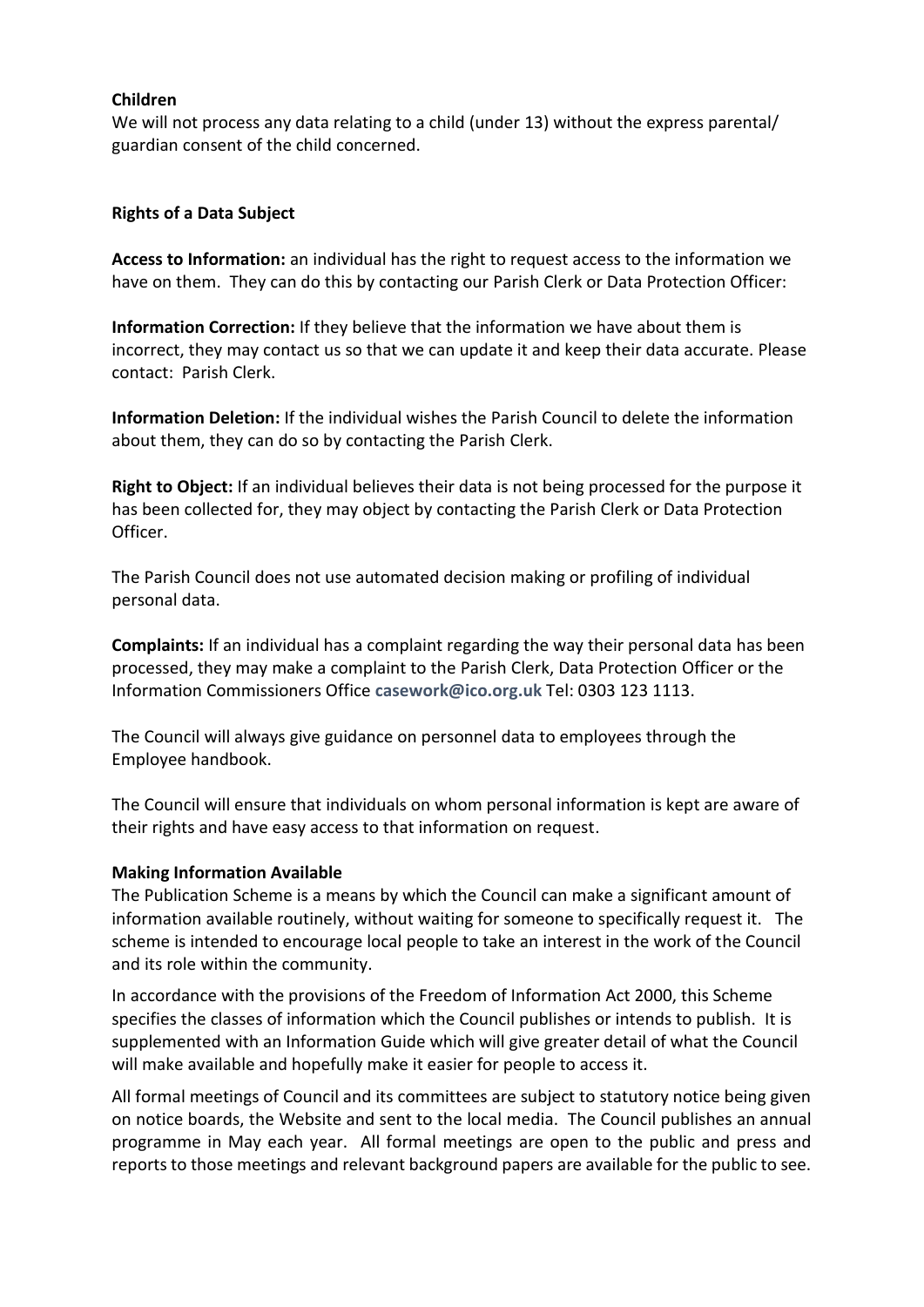**Children**

We will not process any data relating to a child (under 13) without the express parental/ guardian consent of the child concerned.

**Rights of a Data Subject**

**Access to Information:** an individual has the right to request access to the information we have on them. They can do this by contacting our Parish Clerk or Data Protection Officer:

**Information Correction:** If they believe that the information we have about them is incorrect, they may contact us so that we can update it and keep their data accurate. Please contact: Parish Clerk.

**Information Deletion:** If the individual wishes the Parish Council to delete the information about them, they can do so by contacting the Parish Clerk.

**Right to Object:** If an individual believes their data is not being processed for the purpose it has been collected for, they may object by contacting the Parish Clerk or Data Protection Officer.

The Parish Council does not use automated decision making or profiling of individual personal data.

**Complaints:** If an individual has a complaint regarding the way their personal data has been processed, they may make a complaint to the Parish Clerk, Data Protection Officer or the Information Commissioners Office **casework@ico.org.uk** Tel: 0303 123 1113.

The Council will always give guidance on personnel data to employees through the Employee handbook.

The Council will ensure that individuals on whom personal information is kept are aware of their rights and have easy access to that information on request.

**Making Information Available**

The Publication Scheme is a means by which the Council can make a significant amount of information available routinely, without waiting for someone to specifically request it. The scheme is intended to encourage local people to take an interest in the work of the Council and its role within the community.

In accordance with the provisions of the Freedom of Information Act 2000, this Scheme specifies the classes of information which the Council publishes or intends to publish. It is supplemented with an Information Guide which will give greater detail of what the Council will make available and hopefully make it easier for people to access it.

All formal meetings of Council and its committees are subject to statutory notice being given on notice boards, the Website and sent to the local media. The Council publishes an annual programme in May each year. All formal meetings are open to the public and press and reports to those meetings and relevant background papers are available for the public to see.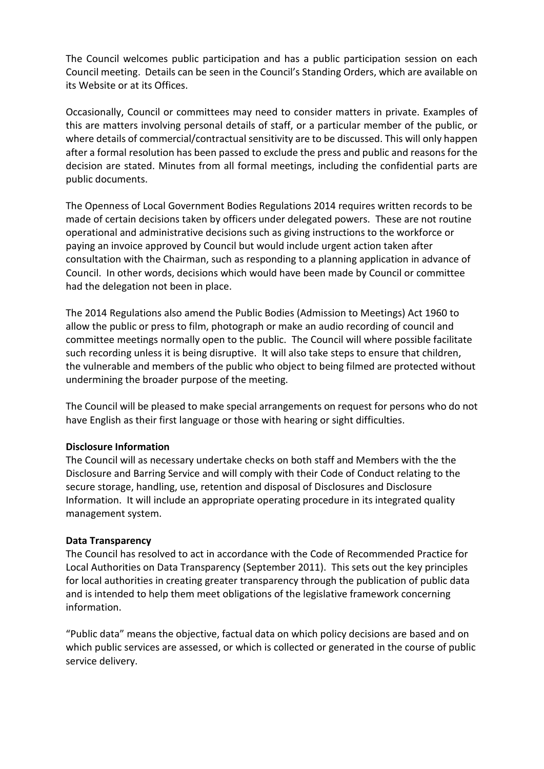The Council welcomes public participation and has a public participation session on each Council meeting. Details can be seen in the Council's Standing Orders, which are available on its Website or at its Offices.

Occasionally, Council or committees may need to consider matters in private. Examples of this are matters involving personal details of staff, or a particular member of the public, or where details of commercial/contractual sensitivity are to be discussed. This will only happen after a formal resolution has been passed to exclude the press and public and reasons for the decision are stated. Minutes from all formal meetings, including the confidential parts are public documents.

The Openness of Local Government Bodies Regulations 2014 requires written records to be made of certain decisions taken by officers under delegated powers. These are not routine operational and administrative decisions such as giving instructions to the workforce or paying an invoice approved by Council but would include urgent action taken after consultation with the Chairman, such as responding to a planning application in advance of Council. In other words, decisions which would have been made by Council or committee had the delegation not been in place.

The 2014 Regulations also amend the Public Bodies (Admission to Meetings) Act 1960 to allow the public or press to film, photograph or make an audio recording of council and committee meetings normally open to the public. The Council will where possible facilitate such recording unless it is being disruptive. It will also take steps to ensure that children, the vulnerable and members of the public who object to being filmed are protected without undermining the broader purpose of the meeting.

The Council will be pleased to make special arrangements on request for persons who do not have English as their first language or those with hearing or sight difficulties.

**Disclosure Information**
The Council will as necessary undertake checks on both staff and Members with the the Disclosure and Barring Service and will comply with their Code of Conduct relating to the secure storage, handling, use, retention and disposal of Disclosures and Disclosure Information. It will include an appropriate operating procedure in its integrated quality management system.

**Data Transparency**
The Council has resolved to act in accordance with the Code of Recommended Practice for Local Authorities on Data Transparency (September 2011). This sets out the key principles for local authorities in creating greater transparency through the publication of public data and is intended to help them meet obligations of the legislative framework concerning information.

"Public data" means the objective, factual data on which policy decisions are based and on which public services are assessed, or which is collected or generated in the course of public service delivery.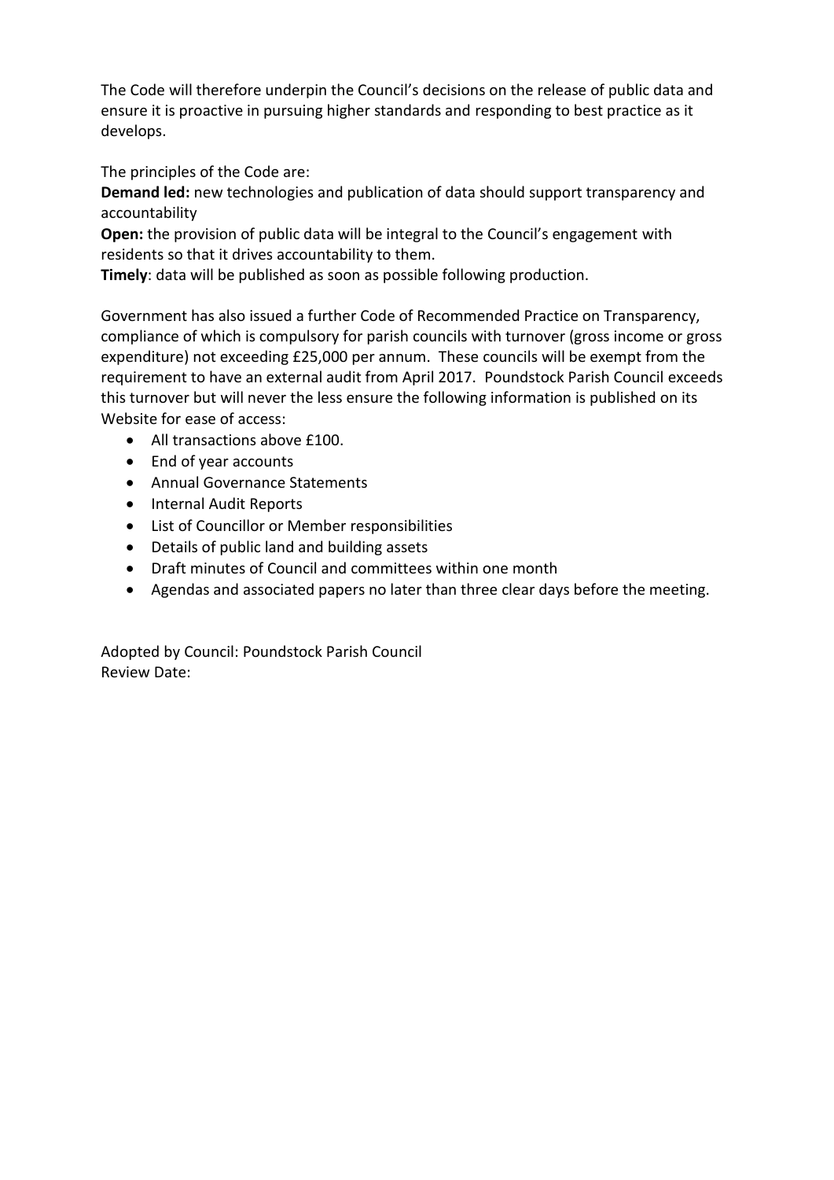The Code will therefore underpin the Council's decisions on the release of public data and ensure it is proactive in pursuing higher standards and responding to best practice as it develops.

The principles of the Code are:
**Demand led:** new technologies and publication of data should support transparency and accountability
**Open:** the provision of public data will be integral to the Council's engagement with residents so that it drives accountability to them.
**Timely**: data will be published as soon as possible following production.

Government has also issued a further Code of Recommended Practice on Transparency, compliance of which is compulsory for parish councils with turnover (gross income or gross expenditure) not exceeding £25,000 per annum. These councils will be exempt from the requirement to have an external audit from April 2017. Poundstock Parish Council exceeds this turnover but will never the less ensure the following information is published on its Website for ease of access:

- All transactions above £100.
- End of year accounts
- Annual Governance Statements
- Internal Audit Reports
- List of Councillor or Member responsibilities
- Details of public land and building assets
- Draft minutes of Council and committees within one month
- Agendas and associated papers no later than three clear days before the meeting.

Adopted by Council: Poundstock Parish Council
Review Date: